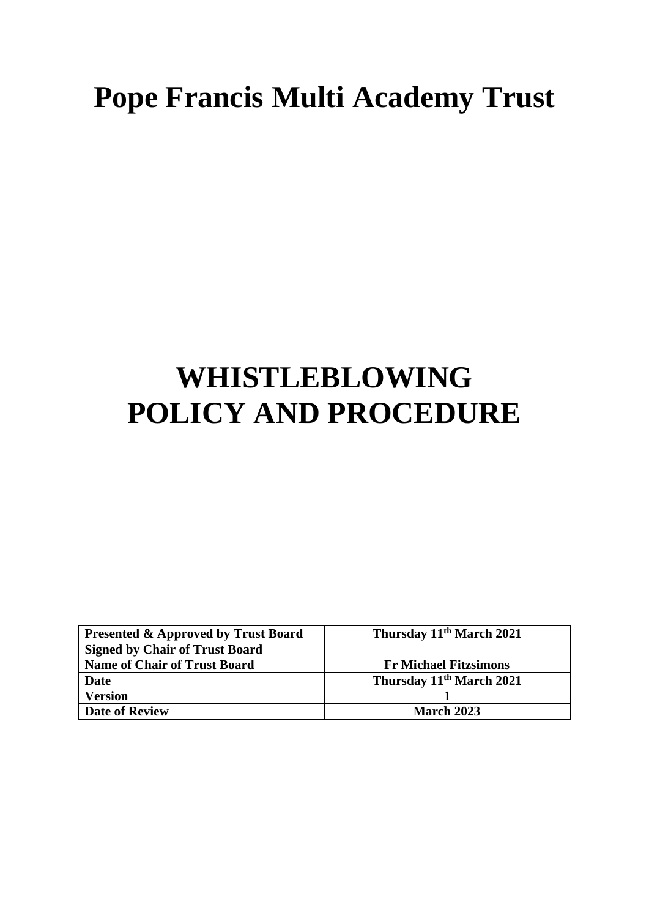# Pope Francis Multi Academy Trust

# WHISTLEBLOWING POLICY AND PROCEDURE

| **Presented & Approved by Trust Board** | **Thursday 11th March 2021** |
|---|---|
| **Signed by Chair of Trust Board** | |
| **Name of Chair of Trust Board** | **Fr Michael Fitzsimons** |
| **Date** | **Thursday 11th March 2021** |
| **Version** | **1** |
| **Date of Review** | **March 2023** |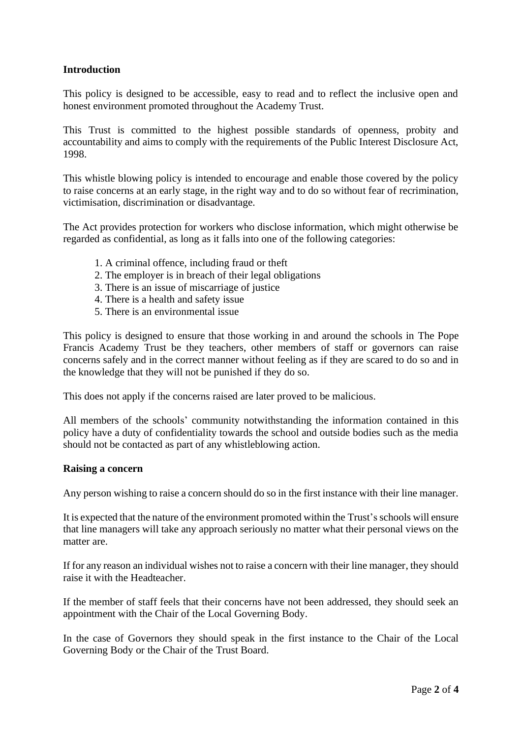## Introduction

This policy is designed to be accessible, easy to read and to reflect the inclusive open and honest environment promoted throughout the Academy Trust.

This Trust is committed to the highest possible standards of openness, probity and accountability and aims to comply with the requirements of the Public Interest Disclosure Act, 1998.

This whistle blowing policy is intended to encourage and enable those covered by the policy to raise concerns at an early stage, in the right way and to do so without fear of recrimination, victimisation, discrimination or disadvantage.

The Act provides protection for workers who disclose information, which might otherwise be regarded as confidential, as long as it falls into one of the following categories:

1. A criminal offence, including fraud or theft
2. The employer is in breach of their legal obligations
3. There is an issue of miscarriage of justice
4. There is a health and safety issue
5. There is an environmental issue

This policy is designed to ensure that those working in and around the schools in The Pope Francis Academy Trust be they teachers, other members of staff or governors can raise concerns safely and in the correct manner without feeling as if they are scared to do so and in the knowledge that they will not be punished if they do so.

This does not apply if the concerns raised are later proved to be malicious.

All members of the schools' community notwithstanding the information contained in this policy have a duty of confidentiality towards the school and outside bodies such as the media should not be contacted as part of any whistleblowing action.

## Raising a concern

Any person wishing to raise a concern should do so in the first instance with their line manager.

It is expected that the nature of the environment promoted within the Trust's schools will ensure that line managers will take any approach seriously no matter what their personal views on the matter are.

If for any reason an individual wishes not to raise a concern with their line manager, they should raise it with the Headteacher.

If the member of staff feels that their concerns have not been addressed, they should seek an appointment with the Chair of the Local Governing Body.

In the case of Governors they should speak in the first instance to the Chair of the Local Governing Body or the Chair of the Trust Board.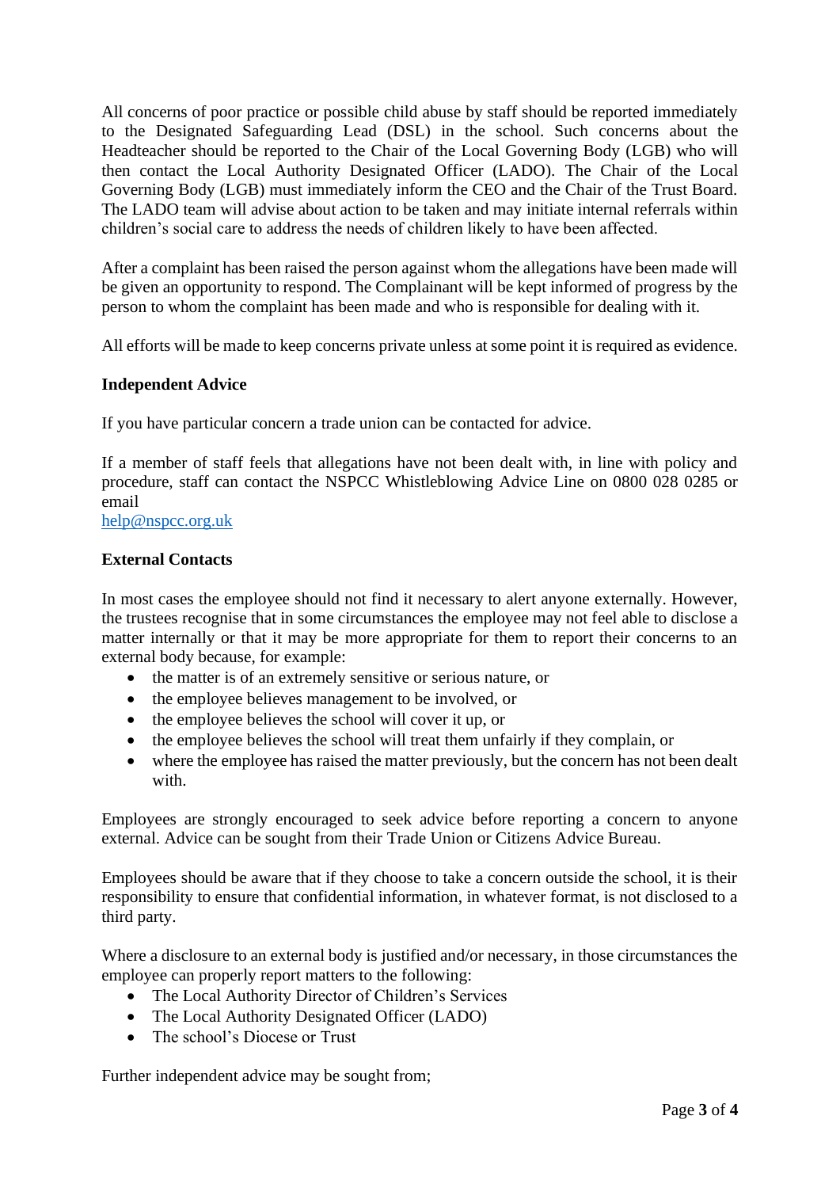All concerns of poor practice or possible child abuse by staff should be reported immediately to the Designated Safeguarding Lead (DSL) in the school. Such concerns about the Headteacher should be reported to the Chair of the Local Governing Body (LGB) who will then contact the Local Authority Designated Officer (LADO). The Chair of the Local Governing Body (LGB) must immediately inform the CEO and the Chair of the Trust Board. The LADO team will advise about action to be taken and may initiate internal referrals within children's social care to address the needs of children likely to have been affected.

After a complaint has been raised the person against whom the allegations have been made will be given an opportunity to respond. The Complainant will be kept informed of progress by the person to whom the complaint has been made and who is responsible for dealing with it.

All efforts will be made to keep concerns private unless at some point it is required as evidence.

**Independent Advice**

If you have particular concern a trade union can be contacted for advice.

If a member of staff feels that allegations have not been dealt with, in line with policy and procedure, staff can contact the NSPCC Whistleblowing Advice Line on 0800 028 0285 or email
help@nspcc.org.uk

**External Contacts**

In most cases the employee should not find it necessary to alert anyone externally. However, the trustees recognise that in some circumstances the employee may not feel able to disclose a matter internally or that it may be more appropriate for them to report their concerns to an external body because, for example:

- the matter is of an extremely sensitive or serious nature, or
- the employee believes management to be involved, or
- the employee believes the school will cover it up, or
- the employee believes the school will treat them unfairly if they complain, or
- where the employee has raised the matter previously, but the concern has not been dealt with.

Employees are strongly encouraged to seek advice before reporting a concern to anyone external. Advice can be sought from their Trade Union or Citizens Advice Bureau.

Employees should be aware that if they choose to take a concern outside the school, it is their responsibility to ensure that confidential information, in whatever format, is not disclosed to a third party.

Where a disclosure to an external body is justified and/or necessary, in those circumstances the employee can properly report matters to the following:

- The Local Authority Director of Children's Services
- The Local Authority Designated Officer (LADO)
- The school's Diocese or Trust

Further independent advice may be sought from;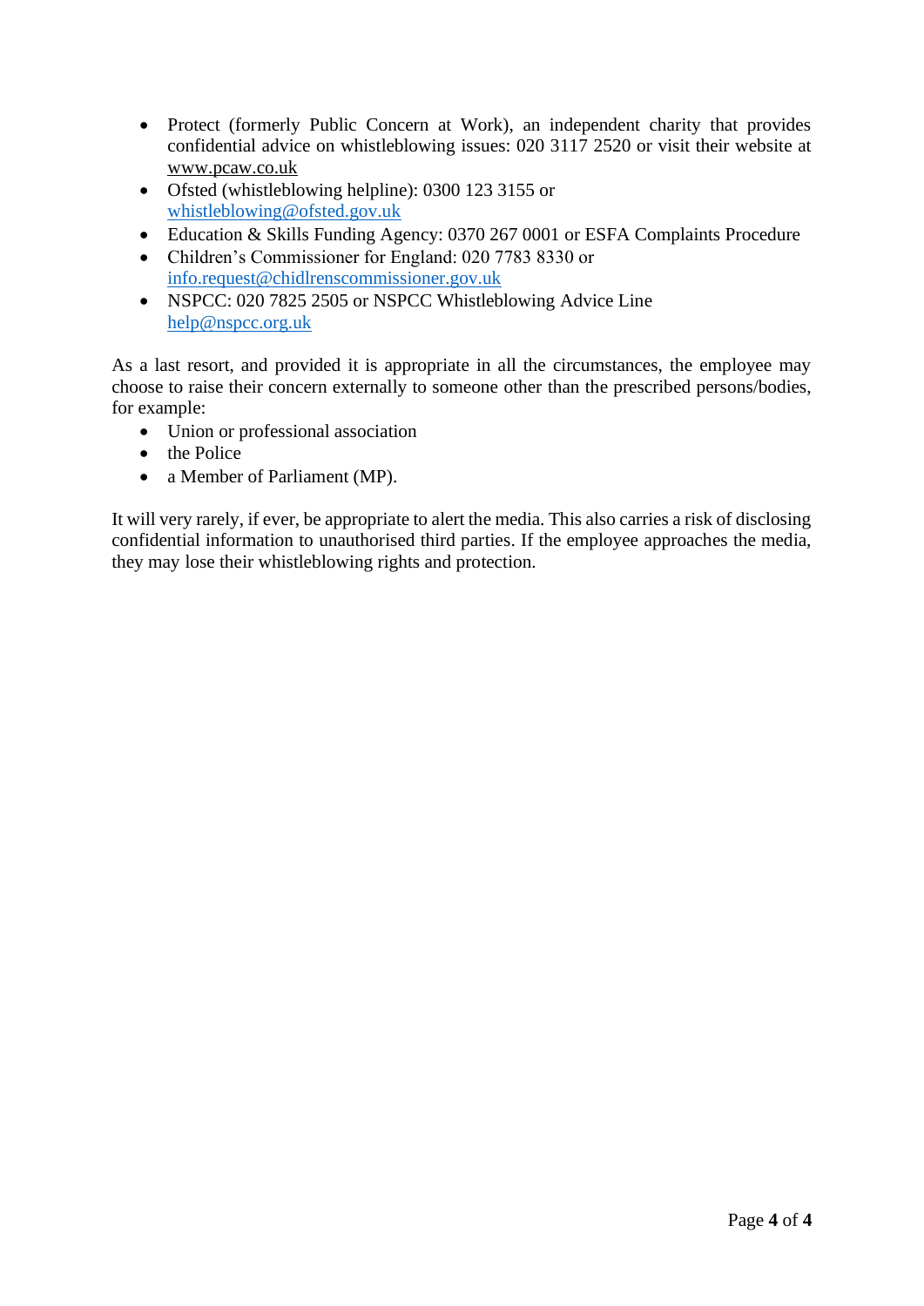- Protect (formerly Public Concern at Work), an independent charity that provides confidential advice on whistleblowing issues: 020 3117 2520 or visit their website at www.pcaw.co.uk
- Ofsted (whistleblowing helpline): 0300 123 3155 or whistleblowing@ofsted.gov.uk
- Education & Skills Funding Agency: 0370 267 0001 or ESFA Complaints Procedure
- Children's Commissioner for England: 020 7783 8330 or info.request@chidlrenscommissioner.gov.uk
- NSPCC: 020 7825 2505 or NSPCC Whistleblowing Advice Line help@nspcc.org.uk

As a last resort, and provided it is appropriate in all the circumstances, the employee may choose to raise their concern externally to someone other than the prescribed persons/bodies, for example:

- Union or professional association
- the Police
- a Member of Parliament (MP).

It will very rarely, if ever, be appropriate to alert the media. This also carries a risk of disclosing confidential information to unauthorised third parties. If the employee approaches the media, they may lose their whistleblowing rights and protection.